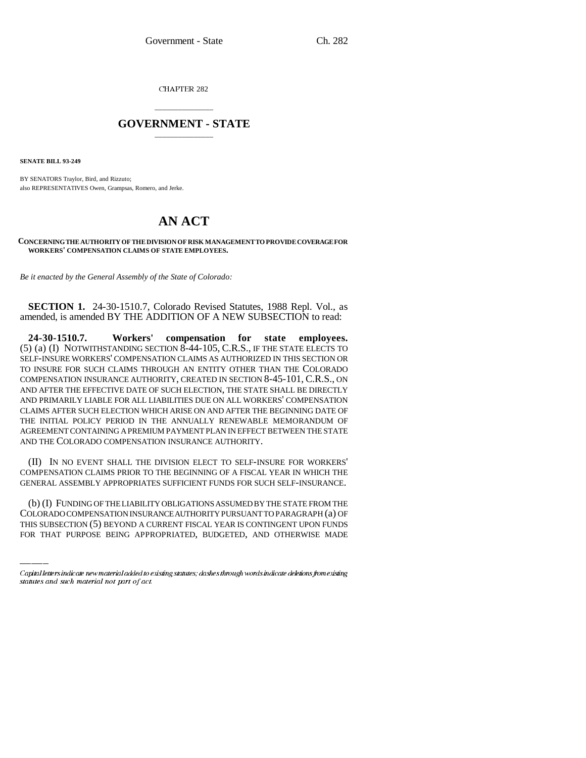CHAPTER 282

## GOVERNMENT - STATE

**SENATE BILL 93-249**

BY SENATORS Traylor, Bird, and Rizzuto;
also REPRESENTATIVES Owen, Grampsas, Romero, and Jerke.

# AN ACT

**CONCERNING THE AUTHORITY OF THE DIVISION OF RISK MANAGEMENT TO PROVIDE COVERAGE FOR WORKERS' COMPENSATION CLAIMS OF STATE EMPLOYEES.**

*Be it enacted by the General Assembly of the State of Colorado:*

**SECTION 1.** 24-30-1510.7, Colorado Revised Statutes, 1988 Repl. Vol., as amended, is amended BY THE ADDITION OF A NEW SUBSECTION to read:

**24-30-1510.7. Workers' compensation for state employees.** (5) (a) (I) NOTWITHSTANDING SECTION 8-44-105, C.R.S., IF THE STATE ELECTS TO SELF-INSURE WORKERS' COMPENSATION CLAIMS AS AUTHORIZED IN THIS SECTION OR TO INSURE FOR SUCH CLAIMS THROUGH AN ENTITY OTHER THAN THE COLORADO COMPENSATION INSURANCE AUTHORITY, CREATED IN SECTION 8-45-101, C.R.S., ON AND AFTER THE EFFECTIVE DATE OF SUCH ELECTION, THE STATE SHALL BE DIRECTLY AND PRIMARILY LIABLE FOR ALL LIABILITIES DUE ON ALL WORKERS' COMPENSATION CLAIMS AFTER SUCH ELECTION WHICH ARISE ON AND AFTER THE BEGINNING DATE OF THE INITIAL POLICY PERIOD IN THE ANNUALLY RENEWABLE MEMORANDUM OF AGREEMENT CONTAINING A PREMIUM PAYMENT PLAN IN EFFECT BETWEEN THE STATE AND THE COLORADO COMPENSATION INSURANCE AUTHORITY.

(II) IN NO EVENT SHALL THE DIVISION ELECT TO SELF-INSURE FOR WORKERS' COMPENSATION CLAIMS PRIOR TO THE BEGINNING OF A FISCAL YEAR IN WHICH THE GENERAL ASSEMBLY APPROPRIATES SUFFICIENT FUNDS FOR SUCH SELF-INSURANCE.

(b) (I) FUNDING OF THE LIABILITY OBLIGATIONS ASSUMED BY THE STATE FROM THE COLORADO COMPENSATION INSURANCE AUTHORITY PURSUANT TO PARAGRAPH (a) OF THIS SUBSECTION (5) BEYOND A CURRENT FISCAL YEAR IS CONTINGENT UPON FUNDS FOR THAT PURPOSE BEING APPROPRIATED, BUDGETED, AND OTHERWISE MADE

Capital letters indicate new material added to existing statutes; dashes through words indicate deletions from existing statutes and such material not part of act.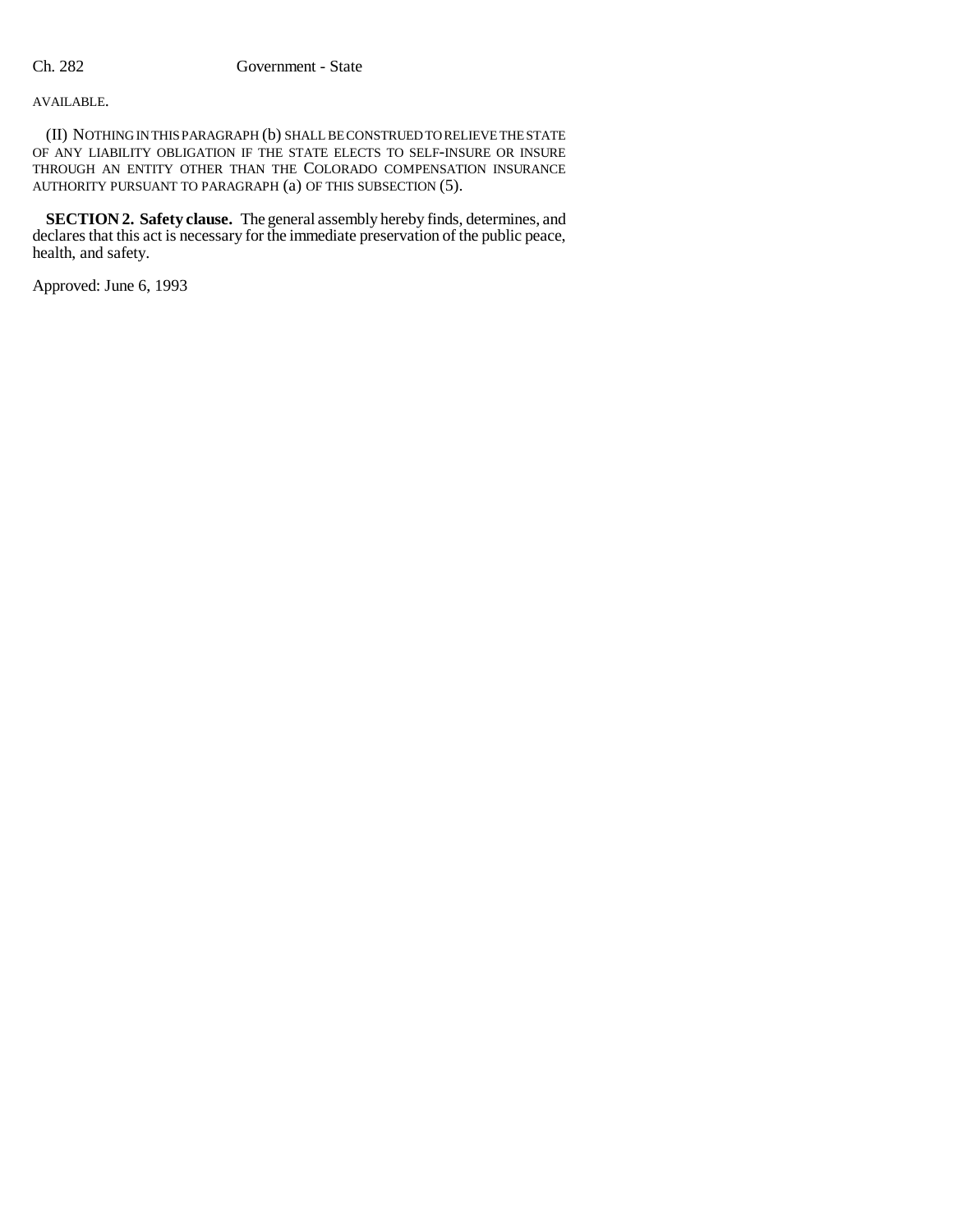AVAILABLE.

(II) NOTHING IN THIS PARAGRAPH (b) SHALL BE CONSTRUED TO RELIEVE THE STATE OF ANY LIABILITY OBLIGATION IF THE STATE ELECTS TO SELF-INSURE OR INSURE THROUGH AN ENTITY OTHER THAN THE COLORADO COMPENSATION INSURANCE AUTHORITY PURSUANT TO PARAGRAPH (a) OF THIS SUBSECTION (5).

**SECTION 2. Safety clause.** The general assembly hereby finds, determines, and declares that this act is necessary for the immediate preservation of the public peace, health, and safety.

Approved: June 6, 1993